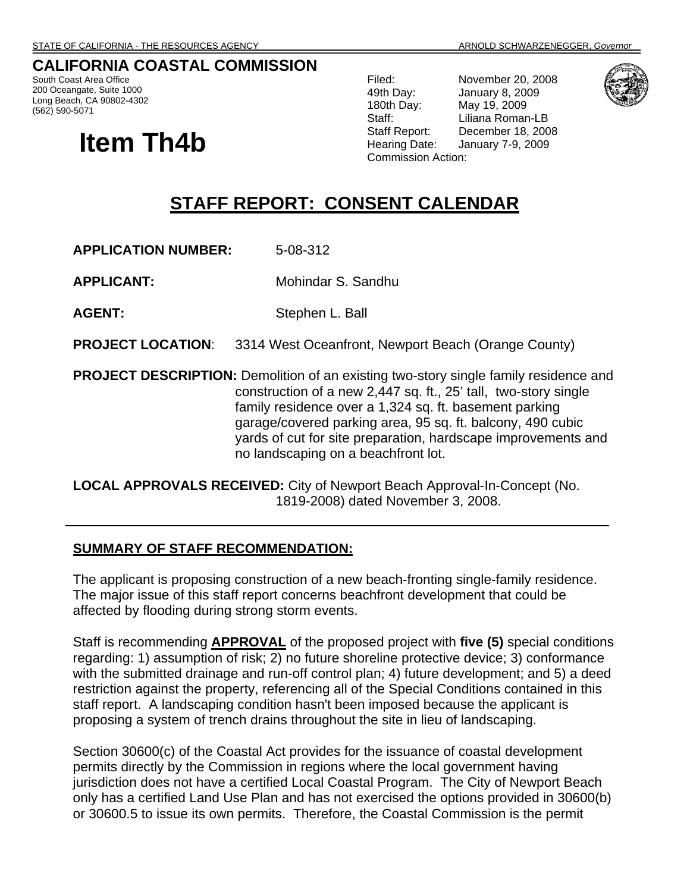STATE OF CALIFORNIA - THE RESOURCES AGENCY ARNOLD SCHWARZENEGGER, *Governor*

# CALIFORNIA COASTAL COMMISSION

South Coast Area Office
200 Oceangate, Suite 1000
Long Beach, CA 90802-4302
(562) 590-5071

| | |
|---|---|
| Filed: | November 20, 2008 |
| 49th Day: | January 8, 2009 |
| 180th Day: | May 19, 2009 |
| Staff: | Liliana Roman-LB |
| Staff Report: | December 18, 2008 |
| Hearing Date: | January 7-9, 2009 |
| Commission Action: | |

# Item Th4b

## STAFF REPORT: CONSENT CALENDAR

**APPLICATION NUMBER:** 5-08-312

**APPLICANT:** Mohindar S. Sandhu

**AGENT:** Stephen L. Ball

**PROJECT LOCATION**: 3314 West Oceanfront, Newport Beach (Orange County)

**PROJECT DESCRIPTION:** Demolition of an existing two-story single family residence and construction of a new 2,447 sq. ft., 25' tall, two-story single family residence over a 1,324 sq. ft. basement parking garage/covered parking area, 95 sq. ft. balcony, 490 cubic yards of cut for site preparation, hardscape improvements and no landscaping on a beachfront lot.

**LOCAL APPROVALS RECEIVED:** City of Newport Beach Approval-In-Concept (No. 1819-2008) dated November 3, 2008.

---

**SUMMARY OF STAFF RECOMMENDATION:**

The applicant is proposing construction of a new beach-fronting single-family residence. The major issue of this staff report concerns beachfront development that could be affected by flooding during strong storm events.

Staff is recommending **APPROVAL** of the proposed project with **five (5)** special conditions regarding: 1) assumption of risk; 2) no future shoreline protective device; 3) conformance with the submitted drainage and run-off control plan; 4) future development; and 5) a deed restriction against the property, referencing all of the Special Conditions contained in this staff report. A landscaping condition hasn't been imposed because the applicant is proposing a system of trench drains throughout the site in lieu of landscaping.

Section 30600(c) of the Coastal Act provides for the issuance of coastal development permits directly by the Commission in regions where the local government having jurisdiction does not have a certified Local Coastal Program. The City of Newport Beach only has a certified Land Use Plan and has not exercised the options provided in 30600(b) or 30600.5 to issue its own permits. Therefore, the Coastal Commission is the permit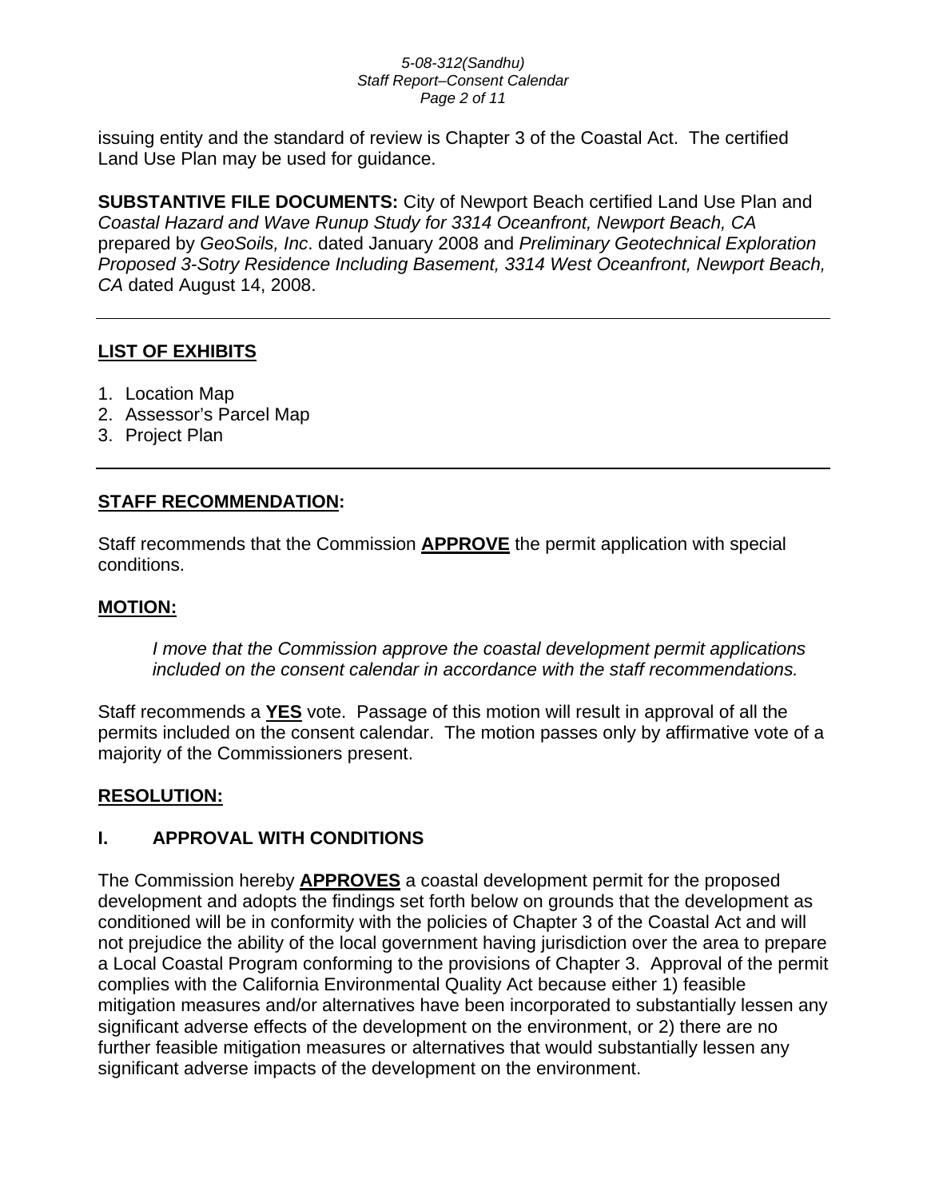issuing entity and the standard of review is Chapter 3 of the Coastal Act. The certified Land Use Plan may be used for guidance.

**SUBSTANTIVE FILE DOCUMENTS:** City of Newport Beach certified Land Use Plan and *Coastal Hazard and Wave Runup Study for 3314 Oceanfront, Newport Beach, CA* prepared by *GeoSoils, Inc*. dated January 2008 and *Preliminary Geotechnical Exploration Proposed 3-Sotry Residence Including Basement, 3314 West Oceanfront, Newport Beach, CA* dated August 14, 2008.

---

## LIST OF EXHIBITS

1. Location Map
2. Assessor's Parcel Map
3. Project Plan

---

## STAFF RECOMMENDATION:

Staff recommends that the Commission **APPROVE** the permit application with special conditions.

## MOTION:

> *I move that the Commission approve the coastal development permit applications included on the consent calendar in accordance with the staff recommendations.*

Staff recommends a **YES** vote. Passage of this motion will result in approval of all the permits included on the consent calendar. The motion passes only by affirmative vote of a majority of the Commissioners present.

## RESOLUTION:

### I. APPROVAL WITH CONDITIONS

The Commission hereby **APPROVES** a coastal development permit for the proposed development and adopts the findings set forth below on grounds that the development as conditioned will be in conformity with the policies of Chapter 3 of the Coastal Act and will not prejudice the ability of the local government having jurisdiction over the area to prepare a Local Coastal Program conforming to the provisions of Chapter 3. Approval of the permit complies with the California Environmental Quality Act because either 1) feasible mitigation measures and/or alternatives have been incorporated to substantially lessen any significant adverse effects of the development on the environment, or 2) there are no further feasible mitigation measures or alternatives that would substantially lessen any significant adverse impacts of the development on the environment.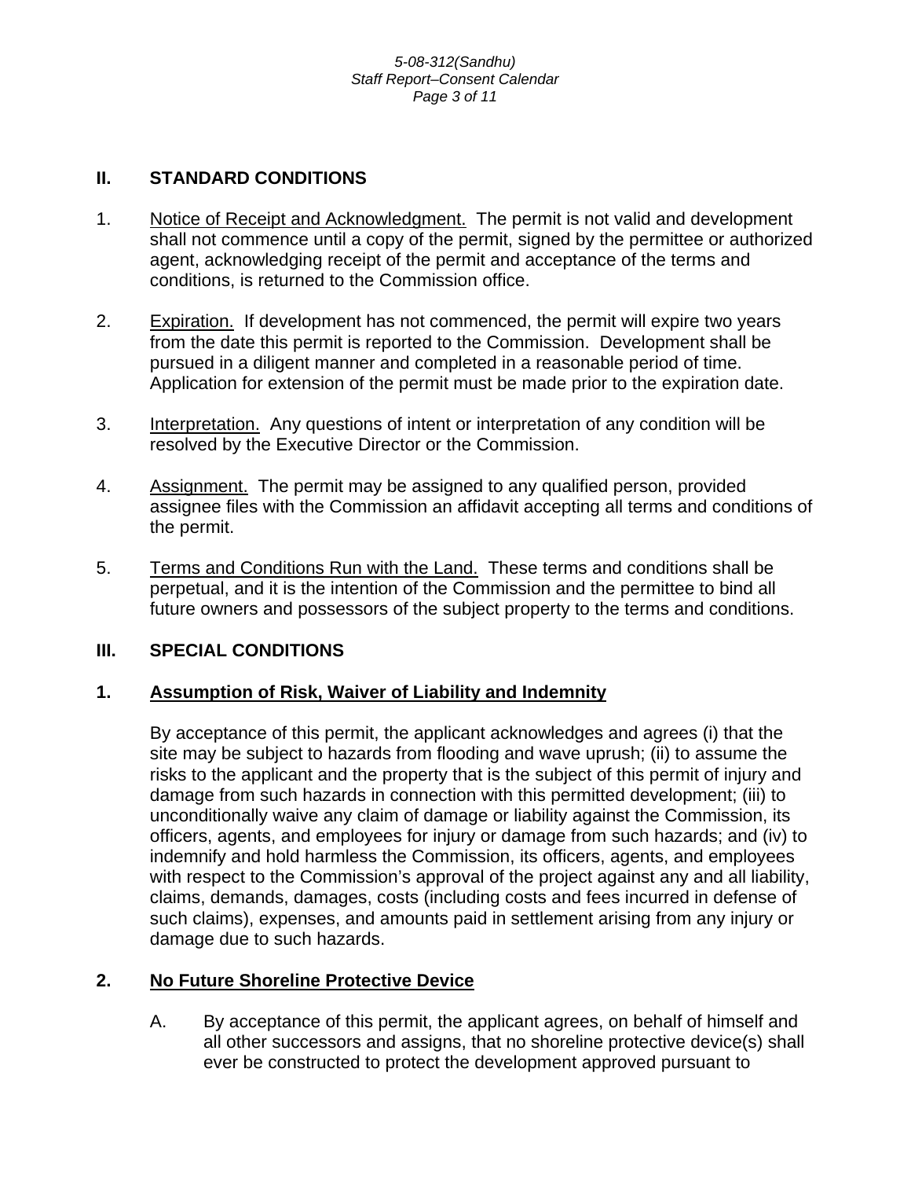## II. STANDARD CONDITIONS

1. Notice of Receipt and Acknowledgment. The permit is not valid and development shall not commence until a copy of the permit, signed by the permittee or authorized agent, acknowledging receipt of the permit and acceptance of the terms and conditions, is returned to the Commission office.

2. Expiration. If development has not commenced, the permit will expire two years from the date this permit is reported to the Commission. Development shall be pursued in a diligent manner and completed in a reasonable period of time. Application for extension of the permit must be made prior to the expiration date.

3. Interpretation. Any questions of intent or interpretation of any condition will be resolved by the Executive Director or the Commission.

4. Assignment. The permit may be assigned to any qualified person, provided assignee files with the Commission an affidavit accepting all terms and conditions of the permit.

5. Terms and Conditions Run with the Land. These terms and conditions shall be perpetual, and it is the intention of the Commission and the permittee to bind all future owners and possessors of the subject property to the terms and conditions.

## III. SPECIAL CONDITIONS

### 1. Assumption of Risk, Waiver of Liability and Indemnity

By acceptance of this permit, the applicant acknowledges and agrees (i) that the site may be subject to hazards from flooding and wave uprush; (ii) to assume the risks to the applicant and the property that is the subject of this permit of injury and damage from such hazards in connection with this permitted development; (iii) to unconditionally waive any claim of damage or liability against the Commission, its officers, agents, and employees for injury or damage from such hazards; and (iv) to indemnify and hold harmless the Commission, its officers, agents, and employees with respect to the Commission's approval of the project against any and all liability, claims, demands, damages, costs (including costs and fees incurred in defense of such claims), expenses, and amounts paid in settlement arising from any injury or damage due to such hazards.

### 2. No Future Shoreline Protective Device

A. By acceptance of this permit, the applicant agrees, on behalf of himself and all other successors and assigns, that no shoreline protective device(s) shall ever be constructed to protect the development approved pursuant to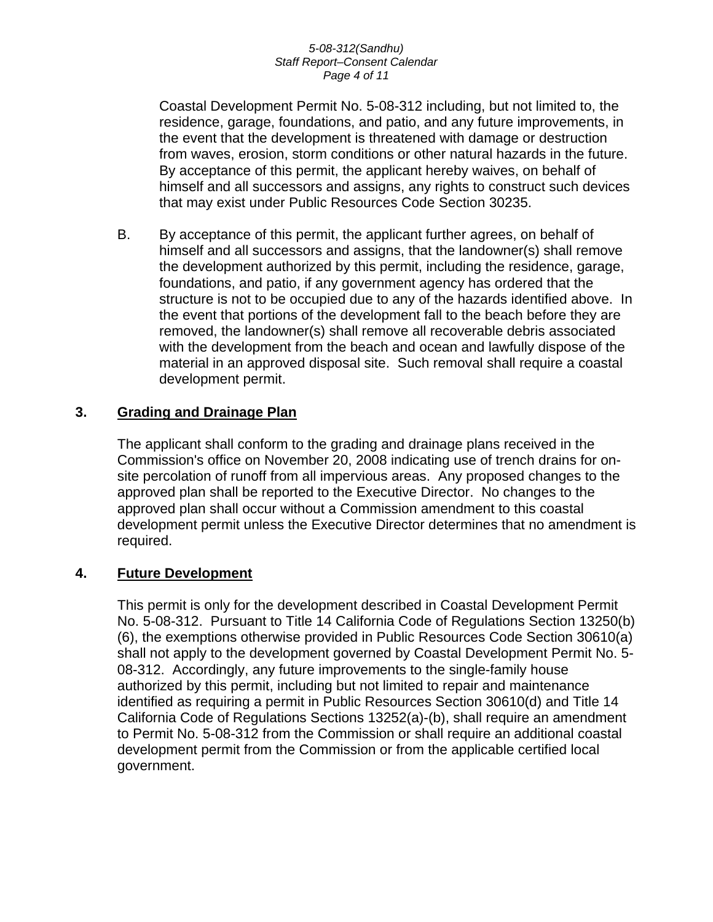Coastal Development Permit No. 5-08-312 including, but not limited to, the residence, garage, foundations, and patio, and any future improvements, in the event that the development is threatened with damage or destruction from waves, erosion, storm conditions or other natural hazards in the future. By acceptance of this permit, the applicant hereby waives, on behalf of himself and all successors and assigns, any rights to construct such devices that may exist under Public Resources Code Section 30235.

B. By acceptance of this permit, the applicant further agrees, on behalf of himself and all successors and assigns, that the landowner(s) shall remove the development authorized by this permit, including the residence, garage, foundations, and patio, if any government agency has ordered that the structure is not to be occupied due to any of the hazards identified above. In the event that portions of the development fall to the beach before they are removed, the landowner(s) shall remove all recoverable debris associated with the development from the beach and ocean and lawfully dispose of the material in an approved disposal site. Such removal shall require a coastal development permit.

## 3. Grading and Drainage Plan

The applicant shall conform to the grading and drainage plans received in the Commission's office on November 20, 2008 indicating use of trench drains for on-site percolation of runoff from all impervious areas. Any proposed changes to the approved plan shall be reported to the Executive Director. No changes to the approved plan shall occur without a Commission amendment to this coastal development permit unless the Executive Director determines that no amendment is required.

## 4. Future Development

This permit is only for the development described in Coastal Development Permit No. 5-08-312. Pursuant to Title 14 California Code of Regulations Section 13250(b)(6), the exemptions otherwise provided in Public Resources Code Section 30610(a) shall not apply to the development governed by Coastal Development Permit No. 5-08-312. Accordingly, any future improvements to the single-family house authorized by this permit, including but not limited to repair and maintenance identified as requiring a permit in Public Resources Section 30610(d) and Title 14 California Code of Regulations Sections 13252(a)-(b), shall require an amendment to Permit No. 5-08-312 from the Commission or shall require an additional coastal development permit from the Commission or from the applicable certified local government.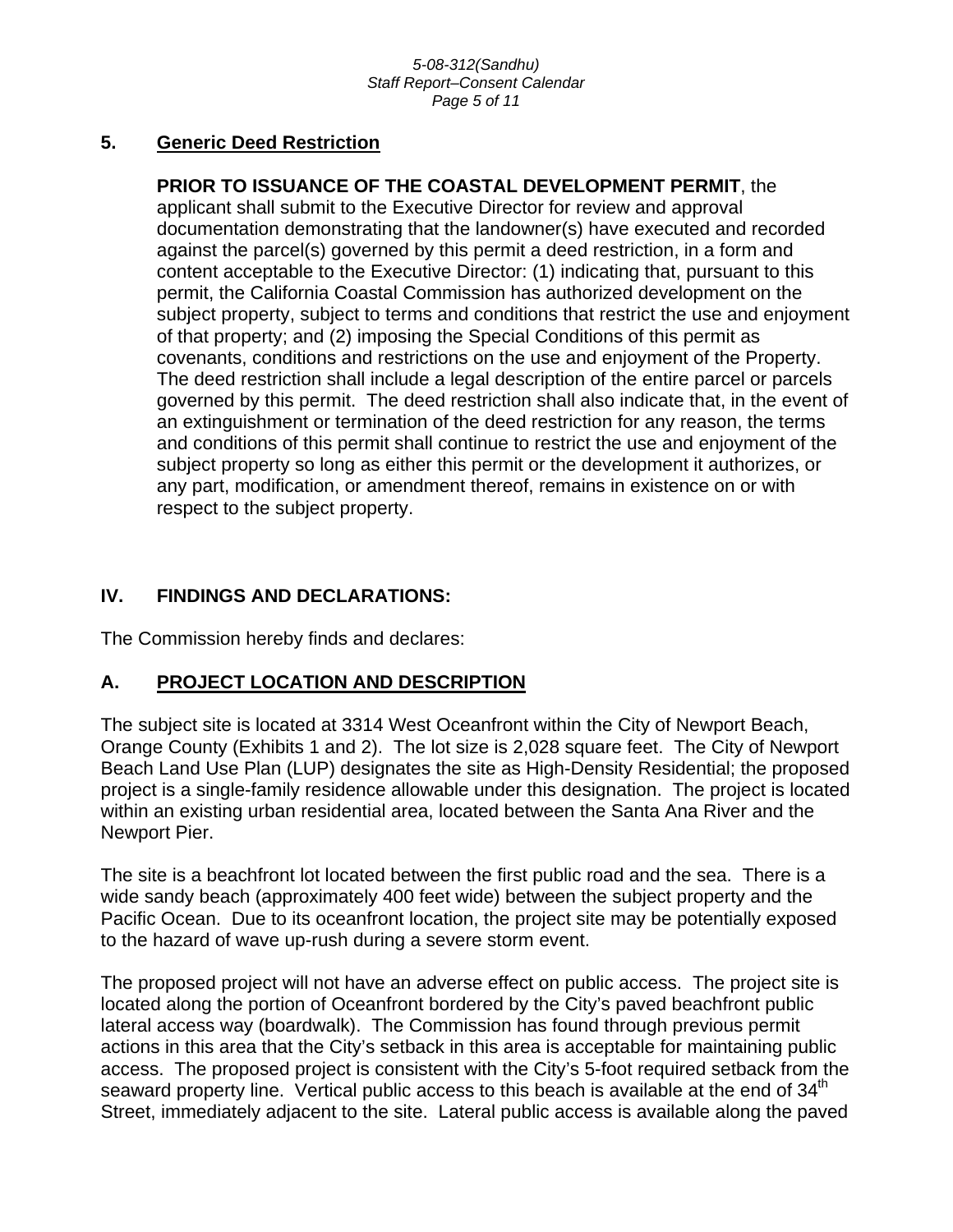### 5. Generic Deed Restriction

**PRIOR TO ISSUANCE OF THE COASTAL DEVELOPMENT PERMIT**, the applicant shall submit to the Executive Director for review and approval documentation demonstrating that the landowner(s) have executed and recorded against the parcel(s) governed by this permit a deed restriction, in a form and content acceptable to the Executive Director: (1) indicating that, pursuant to this permit, the California Coastal Commission has authorized development on the subject property, subject to terms and conditions that restrict the use and enjoyment of that property; and (2) imposing the Special Conditions of this permit as covenants, conditions and restrictions on the use and enjoyment of the Property. The deed restriction shall include a legal description of the entire parcel or parcels governed by this permit. The deed restriction shall also indicate that, in the event of an extinguishment or termination of the deed restriction for any reason, the terms and conditions of this permit shall continue to restrict the use and enjoyment of the subject property so long as either this permit or the development it authorizes, or any part, modification, or amendment thereof, remains in existence on or with respect to the subject property.

## IV. FINDINGS AND DECLARATIONS:

The Commission hereby finds and declares:

### A. PROJECT LOCATION AND DESCRIPTION

The subject site is located at 3314 West Oceanfront within the City of Newport Beach, Orange County (Exhibits 1 and 2). The lot size is 2,028 square feet. The City of Newport Beach Land Use Plan (LUP) designates the site as High-Density Residential; the proposed project is a single-family residence allowable under this designation. The project is located within an existing urban residential area, located between the Santa Ana River and the Newport Pier.

The site is a beachfront lot located between the first public road and the sea. There is a wide sandy beach (approximately 400 feet wide) between the subject property and the Pacific Ocean. Due to its oceanfront location, the project site may be potentially exposed to the hazard of wave up-rush during a severe storm event.

The proposed project will not have an adverse effect on public access. The project site is located along the portion of Oceanfront bordered by the City's paved beachfront public lateral access way (boardwalk). The Commission has found through previous permit actions in this area that the City's setback in this area is acceptable for maintaining public access. The proposed project is consistent with the City's 5-foot required setback from the seaward property line. Vertical public access to this beach is available at the end of 34th Street, immediately adjacent to the site. Lateral public access is available along the paved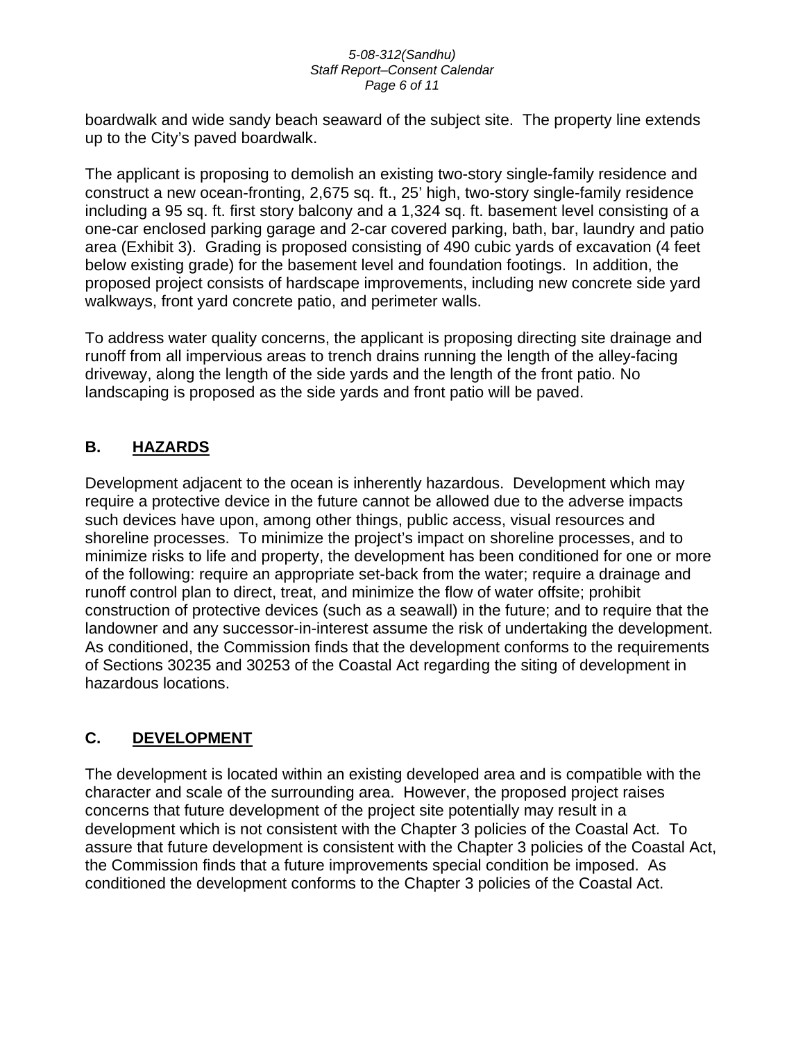boardwalk and wide sandy beach seaward of the subject site. The property line extends up to the City's paved boardwalk.

The applicant is proposing to demolish an existing two-story single-family residence and construct a new ocean-fronting, 2,675 sq. ft., 25' high, two-story single-family residence including a 95 sq. ft. first story balcony and a 1,324 sq. ft. basement level consisting of a one-car enclosed parking garage and 2-car covered parking, bath, bar, laundry and patio area (Exhibit 3). Grading is proposed consisting of 490 cubic yards of excavation (4 feet below existing grade) for the basement level and foundation footings. In addition, the proposed project consists of hardscape improvements, including new concrete side yard walkways, front yard concrete patio, and perimeter walls.

To address water quality concerns, the applicant is proposing directing site drainage and runoff from all impervious areas to trench drains running the length of the alley-facing driveway, along the length of the side yards and the length of the front patio. No landscaping is proposed as the side yards and front patio will be paved.

## B. HAZARDS

Development adjacent to the ocean is inherently hazardous. Development which may require a protective device in the future cannot be allowed due to the adverse impacts such devices have upon, among other things, public access, visual resources and shoreline processes. To minimize the project's impact on shoreline processes, and to minimize risks to life and property, the development has been conditioned for one or more of the following: require an appropriate set-back from the water; require a drainage and runoff control plan to direct, treat, and minimize the flow of water offsite; prohibit construction of protective devices (such as a seawall) in the future; and to require that the landowner and any successor-in-interest assume the risk of undertaking the development. As conditioned, the Commission finds that the development conforms to the requirements of Sections 30235 and 30253 of the Coastal Act regarding the siting of development in hazardous locations.

## C. DEVELOPMENT

The development is located within an existing developed area and is compatible with the character and scale of the surrounding area. However, the proposed project raises concerns that future development of the project site potentially may result in a development which is not consistent with the Chapter 3 policies of the Coastal Act. To assure that future development is consistent with the Chapter 3 policies of the Coastal Act, the Commission finds that a future improvements special condition be imposed. As conditioned the development conforms to the Chapter 3 policies of the Coastal Act.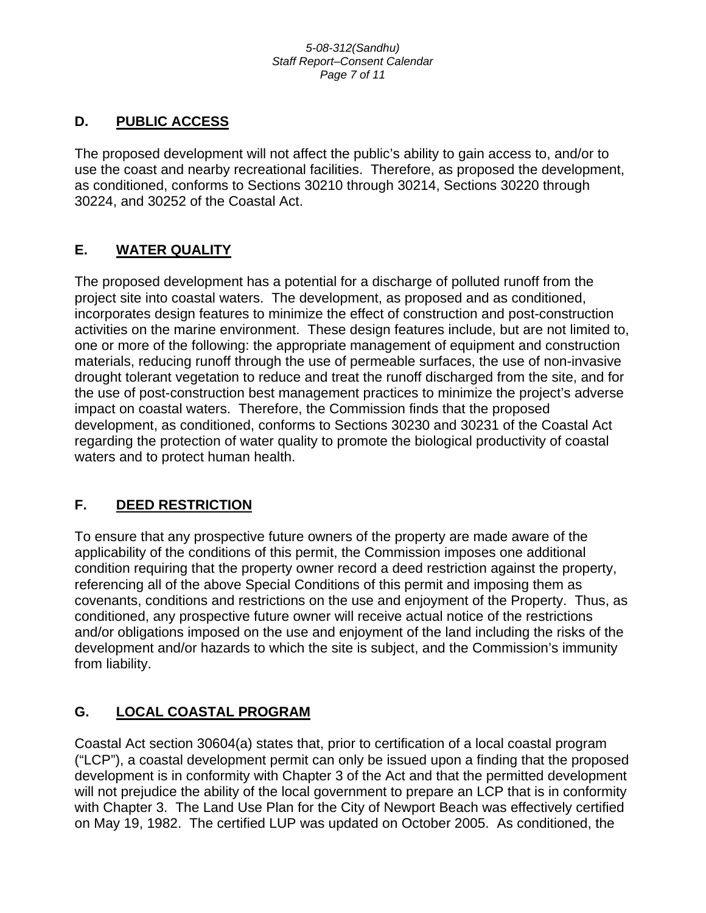## D. PUBLIC ACCESS

The proposed development will not affect the public's ability to gain access to, and/or to use the coast and nearby recreational facilities. Therefore, as proposed the development, as conditioned, conforms to Sections 30210 through 30214, Sections 30220 through 30224, and 30252 of the Coastal Act.

## E. WATER QUALITY

The proposed development has a potential for a discharge of polluted runoff from the project site into coastal waters. The development, as proposed and as conditioned, incorporates design features to minimize the effect of construction and post-construction activities on the marine environment. These design features include, but are not limited to, one or more of the following: the appropriate management of equipment and construction materials, reducing runoff through the use of permeable surfaces, the use of non-invasive drought tolerant vegetation to reduce and treat the runoff discharged from the site, and for the use of post-construction best management practices to minimize the project's adverse impact on coastal waters. Therefore, the Commission finds that the proposed development, as conditioned, conforms to Sections 30230 and 30231 of the Coastal Act regarding the protection of water quality to promote the biological productivity of coastal waters and to protect human health.

## F. DEED RESTRICTION

To ensure that any prospective future owners of the property are made aware of the applicability of the conditions of this permit, the Commission imposes one additional condition requiring that the property owner record a deed restriction against the property, referencing all of the above Special Conditions of this permit and imposing them as covenants, conditions and restrictions on the use and enjoyment of the Property. Thus, as conditioned, any prospective future owner will receive actual notice of the restrictions and/or obligations imposed on the use and enjoyment of the land including the risks of the development and/or hazards to which the site is subject, and the Commission's immunity from liability.

## G. LOCAL COASTAL PROGRAM

Coastal Act section 30604(a) states that, prior to certification of a local coastal program ("LCP"), a coastal development permit can only be issued upon a finding that the proposed development is in conformity with Chapter 3 of the Act and that the permitted development will not prejudice the ability of the local government to prepare an LCP that is in conformity with Chapter 3. The Land Use Plan for the City of Newport Beach was effectively certified on May 19, 1982. The certified LUP was updated on October 2005. As conditioned, the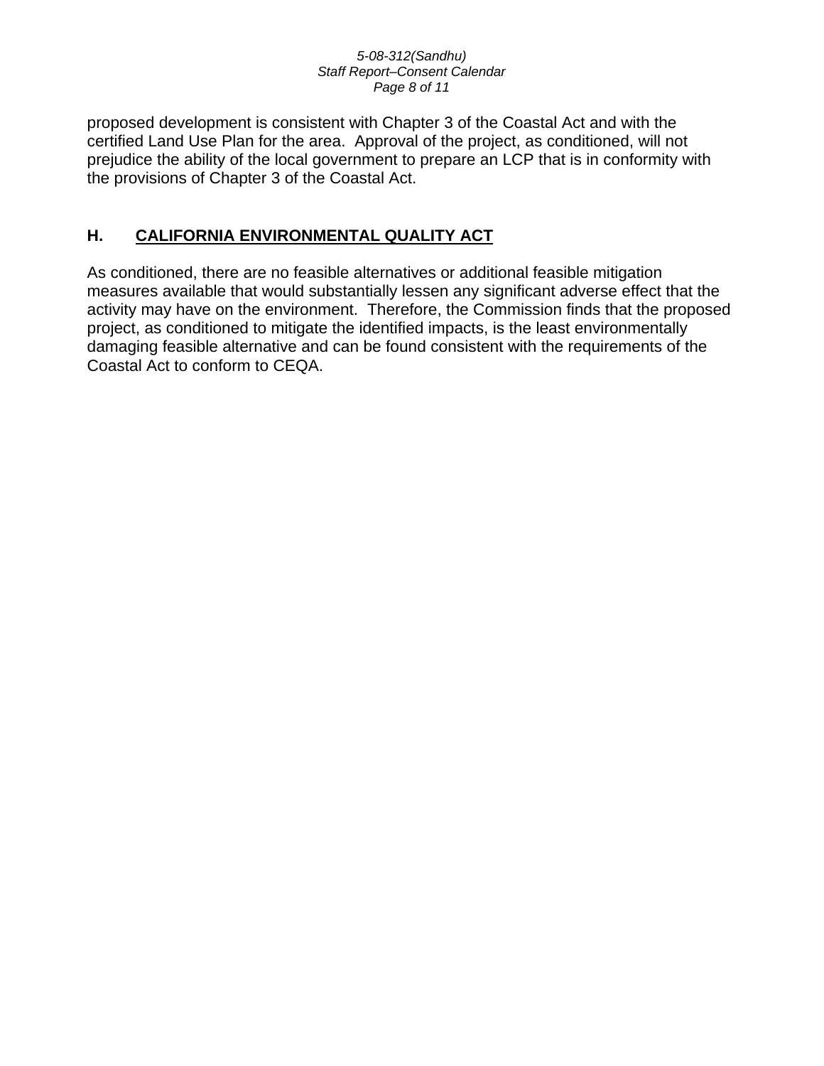proposed development is consistent with Chapter 3 of the Coastal Act and with the certified Land Use Plan for the area. Approval of the project, as conditioned, will not prejudice the ability of the local government to prepare an LCP that is in conformity with the provisions of Chapter 3 of the Coastal Act.

## H. CALIFORNIA ENVIRONMENTAL QUALITY ACT

As conditioned, there are no feasible alternatives or additional feasible mitigation measures available that would substantially lessen any significant adverse effect that the activity may have on the environment. Therefore, the Commission finds that the proposed project, as conditioned to mitigate the identified impacts, is the least environmentally damaging feasible alternative and can be found consistent with the requirements of the Coastal Act to conform to CEQA.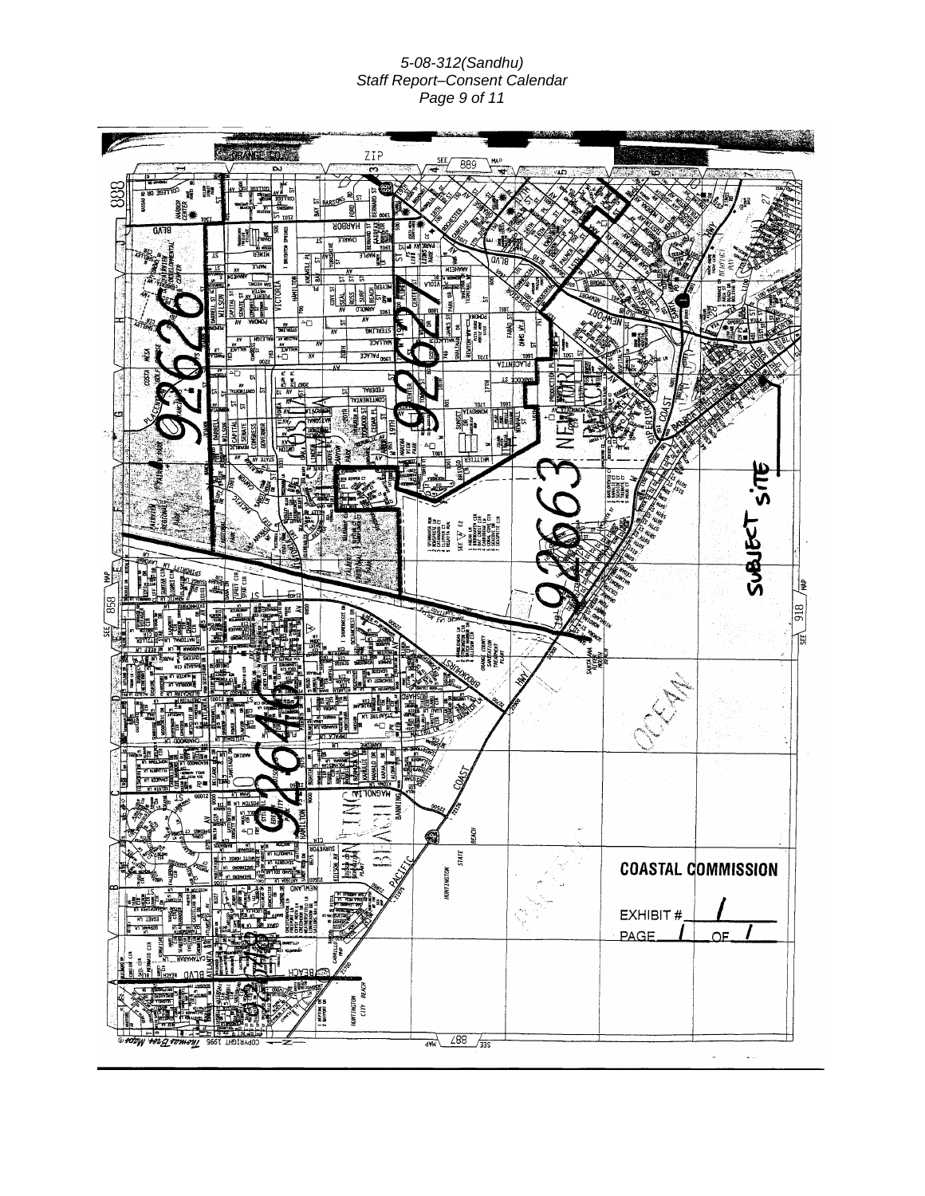SUBJECT SITE

COASTAL COMMISSION

EXHIBIT # 1

PAGE 1 OF 1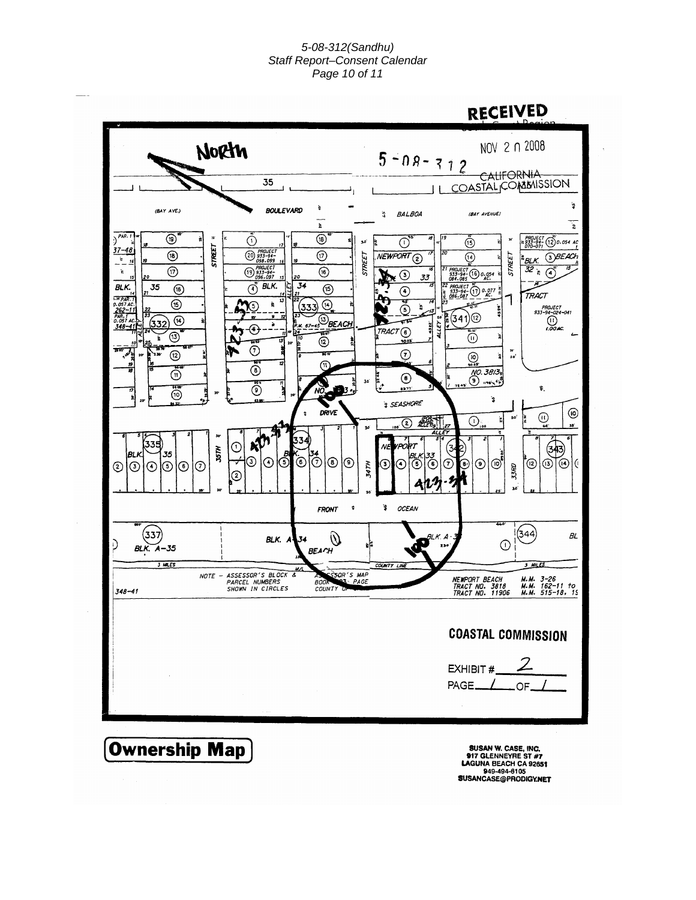RECEIVED

NOV 2 0 2008

CALIFORNIA COASTAL COMMISSION

North

5-08-312

COASTAL COMMISSION

EXHIBIT # 2

PAGE 1 OF 1

**Ownership Map**

SUSAN W. CASE, INC.
917 GLENNEYRE ST #7
LAGUNA BEACH CA 92651
949-494-6105
SUSANCASE@PRODIGY.NET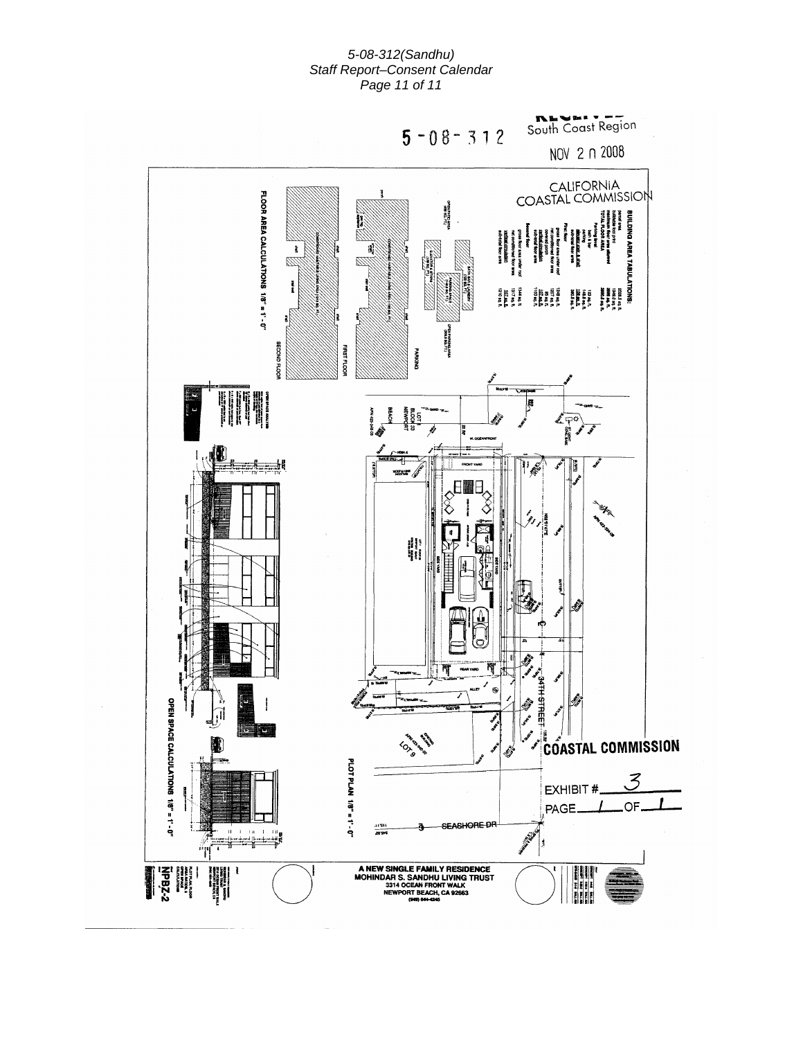5-08-312

RECEIVED
South Coast Region

NOV 2 0 2008

CALIFORNIA
COASTAL COMMISSION

BUILDING AREA TABULATIONS:

FLOOR AREA CALCULATIONS 1/8" = 1'-0"

PARKING

FIRST FLOOR

SECOND FLOOR

OPEN SPACE CALCULATIONS 1/8" = 1'-0"

PLOT PLAN 1/8" = 1'-0"

W. OCEANFRONT

FRONT YARD

REAR YARD

ALLEY

34TH STREET

SEASHORE DR

LOT 9

COASTAL COMMISSION

EXHIBIT # 3

PAGE 1 OF 1

A NEW SINGLE FAMILY RESIDENCE
MOHINDAR S. SANDHU LIVING TRUST
3314 OCEAN FRONT WALK
NEWPORT BEACH, CA 92663
(949) 644-4245

NPBZ-2